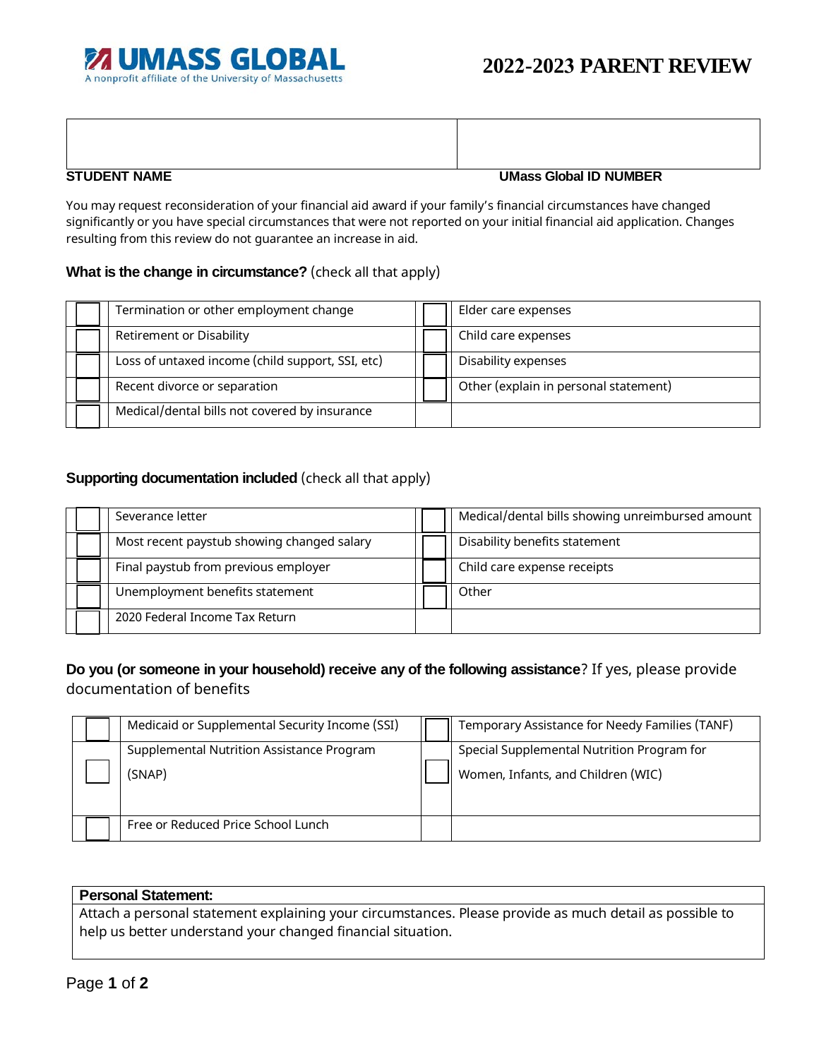UMASS GLOBAL
A nonprofit affiliate of the University of Massachusetts

# 2022-2023 PARENT REVIEW

| STUDENT NAME | UMass Global ID NUMBER |
|---|---|
| | |

You may request reconsideration of your financial aid award if your family's financial circumstances have changed significantly or you have special circumstances that were not reported on your initial financial aid application. Changes resulting from this review do not guarantee an increase in aid.

**What is the change in circumstance?** (check all that apply)

| | | | |
|---|---|---|---|
| ☐ | Termination or other employment change | ☐ | Elder care expenses |
| ☐ | Retirement or Disability | ☐ | Child care expenses |
| ☐ | Loss of untaxed income (child support, SSI, etc) | ☐ | Disability expenses |
| ☐ | Recent divorce or separation | ☐ | Other (explain in personal statement) |
| ☐ | Medical/dental bills not covered by insurance | | |

**Supporting documentation included** (check all that apply)

| | | | |
|---|---|---|---|
| ☐ | Severance letter | ☐ | Medical/dental bills showing unreimbursed amount |
| ☐ | Most recent paystub showing changed salary | ☐ | Disability benefits statement |
| ☐ | Final paystub from previous employer | ☐ | Child care expense receipts |
| ☐ | Unemployment benefits statement | ☐ | Other |
| ☐ | 2020 Federal Income Tax Return | | |

**Do you (or someone in your household) receive any of the following assistance**? If yes, please provide documentation of benefits

| | | | |
|---|---|---|---|
| ☐ | Medicaid or Supplemental Security Income (SSI) | ☐ | Temporary Assistance for Needy Families (TANF) |
| ☐ | Supplemental Nutrition Assistance Program (SNAP) | ☐ | Special Supplemental Nutrition Program for Women, Infants, and Children (WIC) |
| ☐ | Free or Reduced Price School Lunch | | |

| **Personal Statement:** |
|---|
| Attach a personal statement explaining your circumstances. Please provide as much detail as possible to help us better understand your changed financial situation. |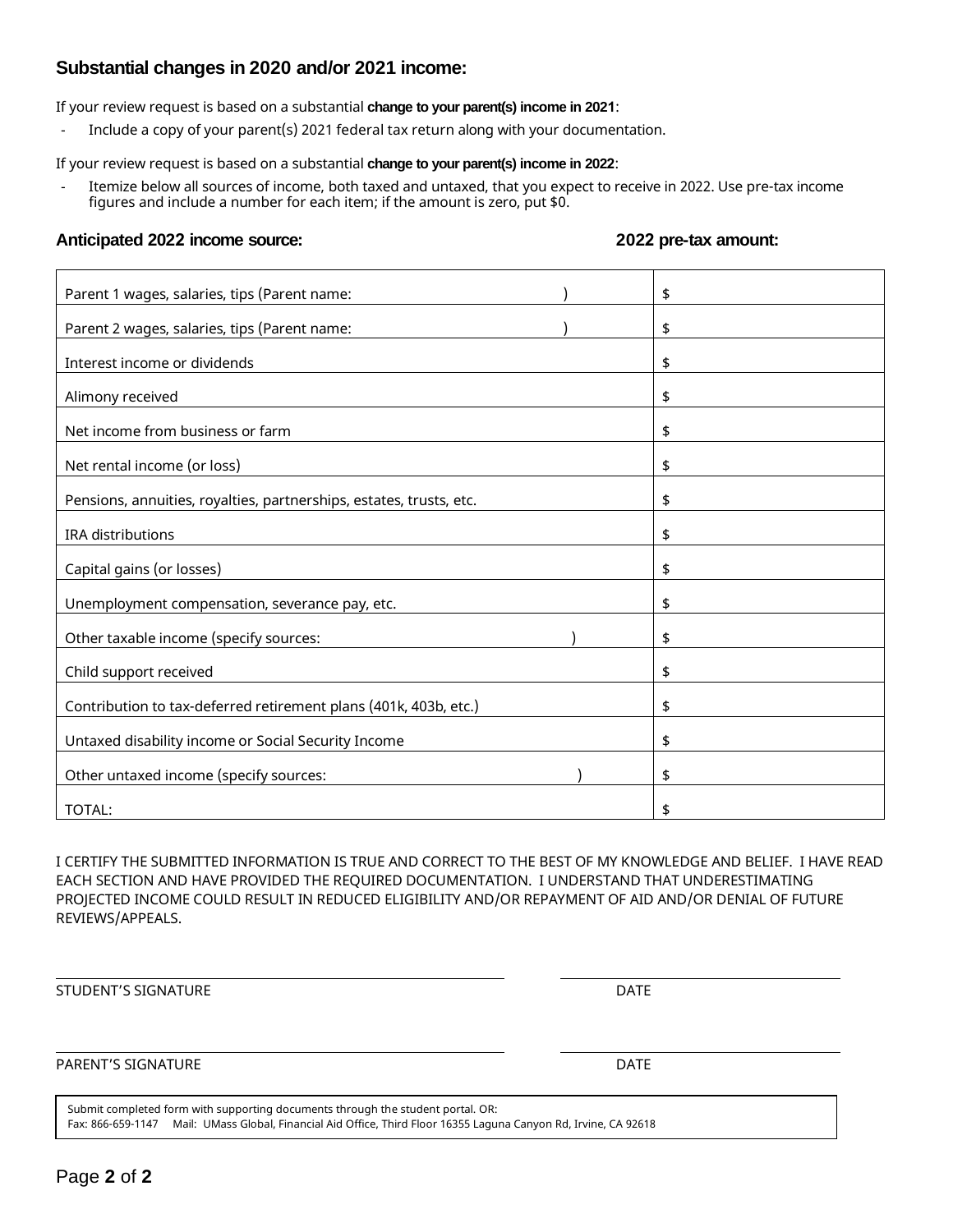## Substantial changes in 2020 and/or 2021 income:

If your review request is based on a substantial **change to your parent(s) income in 2021**:

- Include a copy of your parent(s) 2021 federal tax return along with your documentation.

If your review request is based on a substantial **change to your parent(s) income in 2022**:

- Itemize below all sources of income, both taxed and untaxed, that you expect to receive in 2022. Use pre-tax income figures and include a number for each item; if the amount is zero, put $0.

| Anticipated 2022 income source: | 2022 pre-tax amount: |
|---|---|
| Parent 1 wages, salaries, tips (Parent name: ) | $ |
| Parent 2 wages, salaries, tips (Parent name: ) | $ |
| Interest income or dividends | $ |
| Alimony received | $ |
| Net income from business or farm | $ |
| Net rental income (or loss) | $ |
| Pensions, annuities, royalties, partnerships, estates, trusts, etc. | $ |
| IRA distributions | $ |
| Capital gains (or losses) | $ |
| Unemployment compensation, severance pay, etc. | $ |
| Other taxable income (specify sources: ) | $ |
| Child support received | $ |
| Contribution to tax-deferred retirement plans (401k, 403b, etc.) | $ |
| Untaxed disability income or Social Security Income | $ |
| Other untaxed income (specify sources: ) | $ |
| TOTAL: | $ |

I CERTIFY THE SUBMITTED INFORMATION IS TRUE AND CORRECT TO THE BEST OF MY KNOWLEDGE AND BELIEF. I HAVE READ EACH SECTION AND HAVE PROVIDED THE REQUIRED DOCUMENTATION. I UNDERSTAND THAT UNDERESTIMATING PROJECTED INCOME COULD RESULT IN REDUCED ELIGIBILITY AND/OR REPAYMENT OF AID AND/OR DENIAL OF FUTURE REVIEWS/APPEALS.

STUDENT'S SIGNATURE ______________________ DATE ______________

PARENT'S SIGNATURE ______________________ DATE ______________

Submit completed form with supporting documents through the student portal. OR:
Fax: 866-659-1147 Mail: UMass Global, Financial Aid Office, Third Floor 16355 Laguna Canyon Rd, Irvine, CA 92618